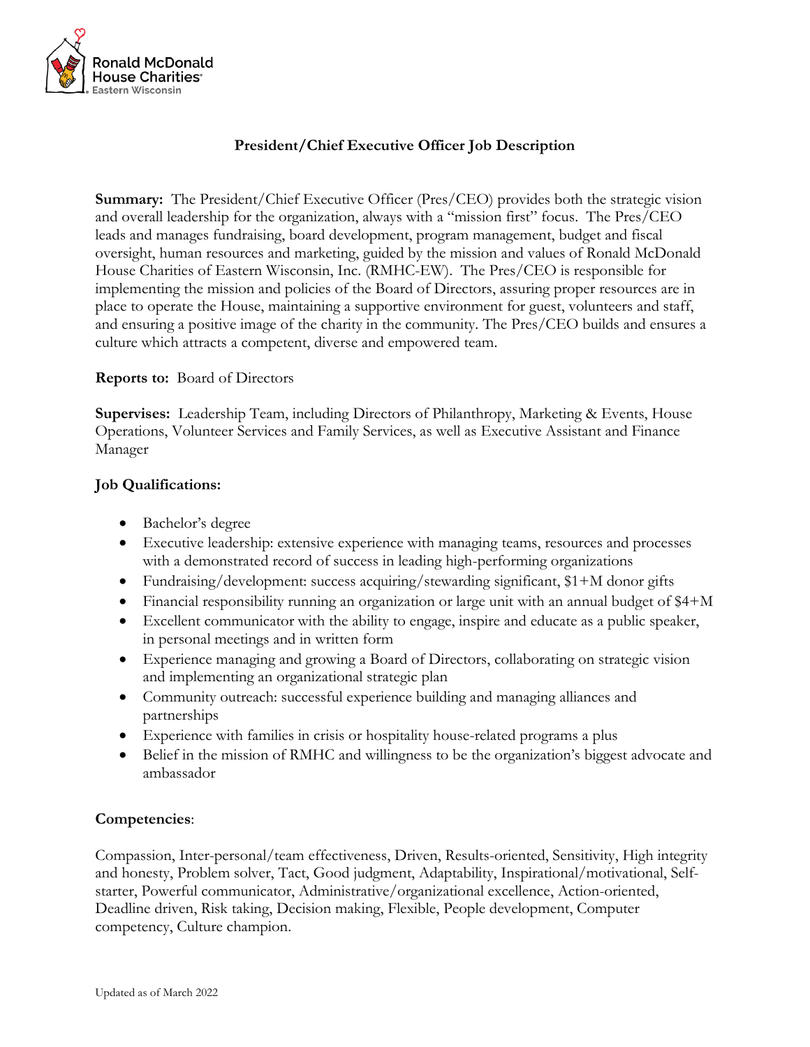Ronald McDonald House Charities® Eastern Wisconsin

# President/Chief Executive Officer Job Description

**Summary:** The President/Chief Executive Officer (Pres/CEO) provides both the strategic vision and overall leadership for the organization, always with a "mission first" focus. The Pres/CEO leads and manages fundraising, board development, program management, budget and fiscal oversight, human resources and marketing, guided by the mission and values of Ronald McDonald House Charities of Eastern Wisconsin, Inc. (RMHC-EW). The Pres/CEO is responsible for implementing the mission and policies of the Board of Directors, assuring proper resources are in place to operate the House, maintaining a supportive environment for guest, volunteers and staff, and ensuring a positive image of the charity in the community. The Pres/CEO builds and ensures a culture which attracts a competent, diverse and empowered team.

**Reports to:** Board of Directors

**Supervises:** Leadership Team, including Directors of Philanthropy, Marketing & Events, House Operations, Volunteer Services and Family Services, as well as Executive Assistant and Finance Manager

**Job Qualifications:**

- Bachelor's degree
- Executive leadership: extensive experience with managing teams, resources and processes with a demonstrated record of success in leading high-performing organizations
- Fundraising/development: success acquiring/stewarding significant, $1+M donor gifts
- Financial responsibility running an organization or large unit with an annual budget of $4+M
- Excellent communicator with the ability to engage, inspire and educate as a public speaker, in personal meetings and in written form
- Experience managing and growing a Board of Directors, collaborating on strategic vision and implementing an organizational strategic plan
- Community outreach: successful experience building and managing alliances and partnerships
- Experience with families in crisis or hospitality house-related programs a plus
- Belief in the mission of RMHC and willingness to be the organization's biggest advocate and ambassador

**Competencies**:

Compassion, Inter-personal/team effectiveness, Driven, Results-oriented, Sensitivity, High integrity and honesty, Problem solver, Tact, Good judgment, Adaptability, Inspirational/motivational, Self-starter, Powerful communicator, Administrative/organizational excellence, Action-oriented, Deadline driven, Risk taking, Decision making, Flexible, People development, Computer competency, Culture champion.

Updated as of March 2022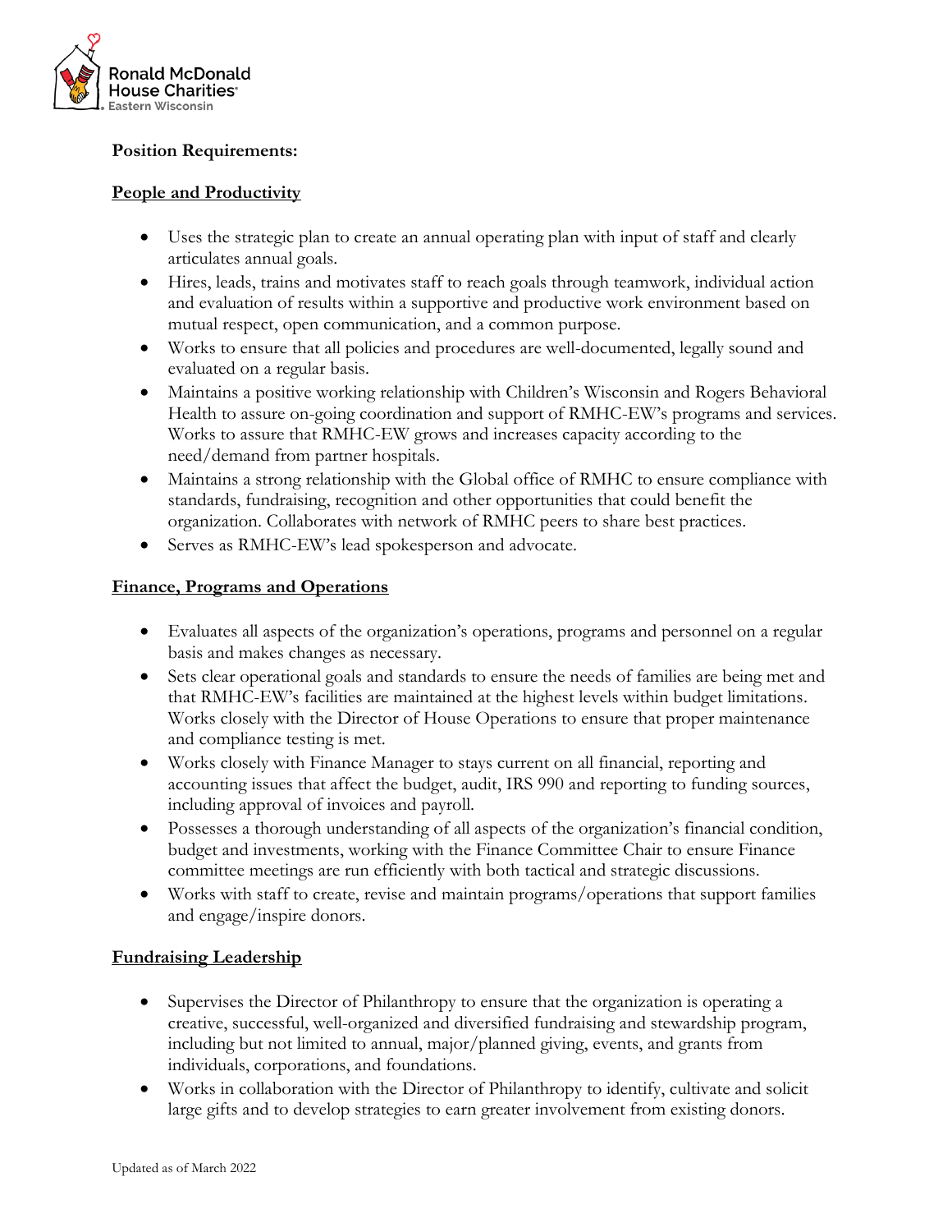**Position Requirements:**

## People and Productivity

- Uses the strategic plan to create an annual operating plan with input of staff and clearly articulates annual goals.
- Hires, leads, trains and motivates staff to reach goals through teamwork, individual action and evaluation of results within a supportive and productive work environment based on mutual respect, open communication, and a common purpose.
- Works to ensure that all policies and procedures are well-documented, legally sound and evaluated on a regular basis.
- Maintains a positive working relationship with Children's Wisconsin and Rogers Behavioral Health to assure on-going coordination and support of RMHC-EW's programs and services. Works to assure that RMHC-EW grows and increases capacity according to the need/demand from partner hospitals.
- Maintains a strong relationship with the Global office of RMHC to ensure compliance with standards, fundraising, recognition and other opportunities that could benefit the organization. Collaborates with network of RMHC peers to share best practices.
- Serves as RMHC-EW's lead spokesperson and advocate.

## Finance, Programs and Operations

- Evaluates all aspects of the organization's operations, programs and personnel on a regular basis and makes changes as necessary.
- Sets clear operational goals and standards to ensure the needs of families are being met and that RMHC-EW's facilities are maintained at the highest levels within budget limitations. Works closely with the Director of House Operations to ensure that proper maintenance and compliance testing is met.
- Works closely with Finance Manager to stays current on all financial, reporting and accounting issues that affect the budget, audit, IRS 990 and reporting to funding sources, including approval of invoices and payroll.
- Possesses a thorough understanding of all aspects of the organization's financial condition, budget and investments, working with the Finance Committee Chair to ensure Finance committee meetings are run efficiently with both tactical and strategic discussions.
- Works with staff to create, revise and maintain programs/operations that support families and engage/inspire donors.

## Fundraising Leadership

- Supervises the Director of Philanthropy to ensure that the organization is operating a creative, successful, well-organized and diversified fundraising and stewardship program, including but not limited to annual, major/planned giving, events, and grants from individuals, corporations, and foundations.
- Works in collaboration with the Director of Philanthropy to identify, cultivate and solicit large gifts and to develop strategies to earn greater involvement from existing donors.

Updated as of March 2022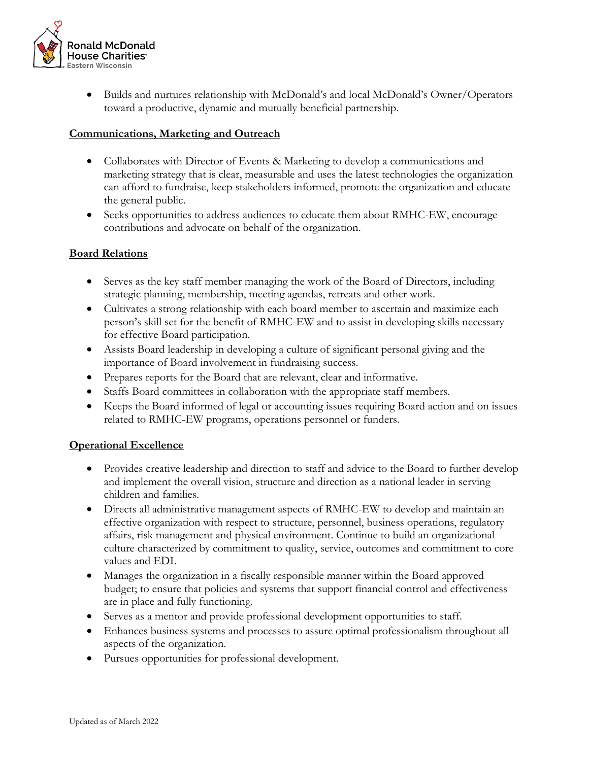- Builds and nurtures relationship with McDonald's and local McDonald's Owner/Operators toward a productive, dynamic and mutually beneficial partnership.

**Communications, Marketing and Outreach**

- Collaborates with Director of Events & Marketing to develop a communications and marketing strategy that is clear, measurable and uses the latest technologies the organization can afford to fundraise, keep stakeholders informed, promote the organization and educate the general public.
- Seeks opportunities to address audiences to educate them about RMHC-EW, encourage contributions and advocate on behalf of the organization.

**Board Relations**

- Serves as the key staff member managing the work of the Board of Directors, including strategic planning, membership, meeting agendas, retreats and other work.
- Cultivates a strong relationship with each board member to ascertain and maximize each person's skill set for the benefit of RMHC-EW and to assist in developing skills necessary for effective Board participation.
- Assists Board leadership in developing a culture of significant personal giving and the importance of Board involvement in fundraising success.
- Prepares reports for the Board that are relevant, clear and informative.
- Staffs Board committees in collaboration with the appropriate staff members.
- Keeps the Board informed of legal or accounting issues requiring Board action and on issues related to RMHC-EW programs, operations personnel or funders.

**Operational Excellence**

- Provides creative leadership and direction to staff and advice to the Board to further develop and implement the overall vision, structure and direction as a national leader in serving children and families.
- Directs all administrative management aspects of RMHC-EW to develop and maintain an effective organization with respect to structure, personnel, business operations, regulatory affairs, risk management and physical environment. Continue to build an organizational culture characterized by commitment to quality, service, outcomes and commitment to core values and EDI.
- Manages the organization in a fiscally responsible manner within the Board approved budget; to ensure that policies and systems that support financial control and effectiveness are in place and fully functioning.
- Serves as a mentor and provide professional development opportunities to staff.
- Enhances business systems and processes to assure optimal professionalism throughout all aspects of the organization.
- Pursues opportunities for professional development.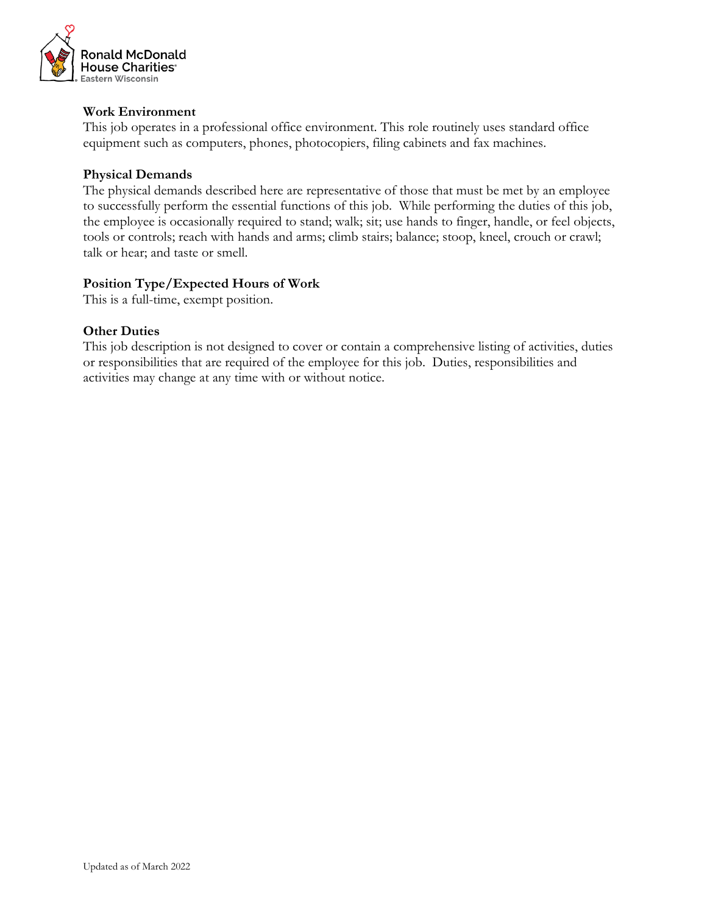### Work Environment

This job operates in a professional office environment. This role routinely uses standard office equipment such as computers, phones, photocopiers, filing cabinets and fax machines.

### Physical Demands

The physical demands described here are representative of those that must be met by an employee to successfully perform the essential functions of this job. While performing the duties of this job, the employee is occasionally required to stand; walk; sit; use hands to finger, handle, or feel objects, tools or controls; reach with hands and arms; climb stairs; balance; stoop, kneel, crouch or crawl; talk or hear; and taste or smell.

### Position Type/Expected Hours of Work

This is a full-time, exempt position.

### Other Duties

This job description is not designed to cover or contain a comprehensive listing of activities, duties or responsibilities that are required of the employee for this job. Duties, responsibilities and activities may change at any time with or without notice.

Updated as of March 2022